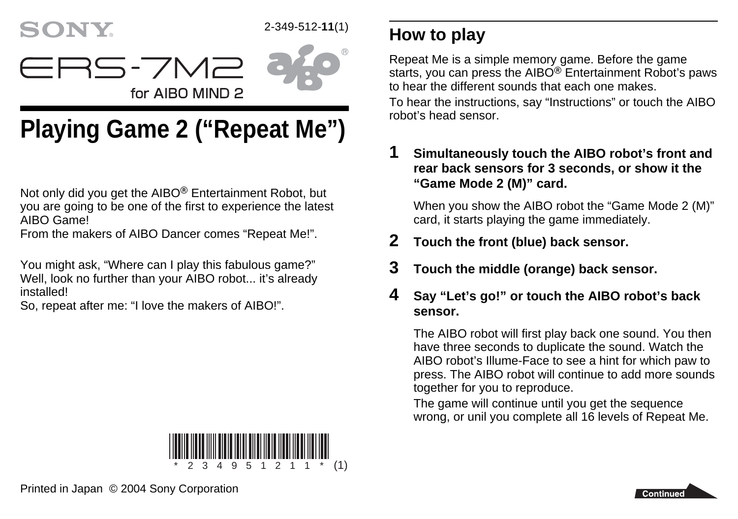SONY

2-349-512-**11**(1)

ERS-7M2

for AIBO MIND 2

# Playing Game 2 (“Repeat Me”)

Not only did you get the AIBO® Entertainment Robot, but you are going to be one of the first to experience the latest AIBO Game!
From the makers of AIBO Dancer comes “Repeat Me!”.

You might ask, “Where can I play this fabulous game?”
Well, look no further than your AIBO robot... it’s already installed!
So, repeat after me: “I love the makers of AIBO!”.

\* 2 3 4 9 5 1 2 1 1 \* (1)

Printed in Japan © 2004 Sony Corporation

## How to play

Repeat Me is a simple memory game. Before the game starts, you can press the AIBO® Entertainment Robot’s paws to hear the different sounds that each one makes.

To hear the instructions, say “Instructions” or touch the AIBO robot’s head sensor.

**1** **Simultaneously touch the AIBO robot’s front and rear back sensors for 3 seconds, or show it the “Game Mode 2 (M)” card.**

When you show the AIBO robot the “Game Mode 2 (M)” card, it starts playing the game immediately.

**2** **Touch the front (blue) back sensor.**

**3** **Touch the middle (orange) back sensor.**

**4** **Say “Let’s go!” or touch the AIBO robot’s back sensor.**

The AIBO robot will first play back one sound. You then have three seconds to duplicate the sound. Watch the AIBO robot’s Illume-Face to see a hint for which paw to press. The AIBO robot will continue to add more sounds together for you to reproduce.

The game will continue until you get the sequence wrong, or unil you complete all 16 levels of Repeat Me.

Continued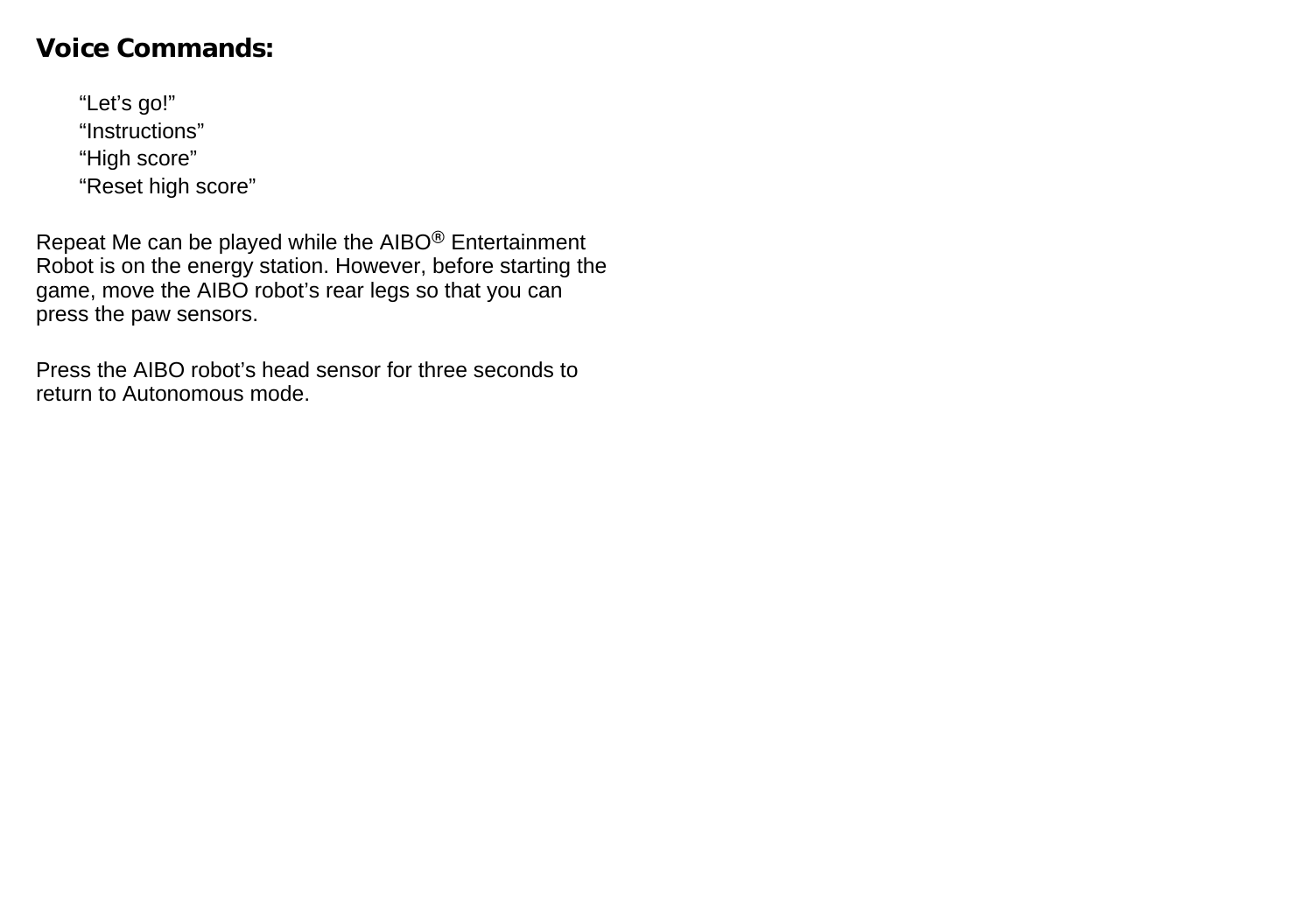## Voice Commands:

- “Let’s go!”
- “Instructions”
- “High score”
- “Reset high score”

Repeat Me can be played while the AIBO® Entertainment Robot is on the energy station. However, before starting the game, move the AIBO robot’s rear legs so that you can press the paw sensors.

Press the AIBO robot’s head sensor for three seconds to return to Autonomous mode.